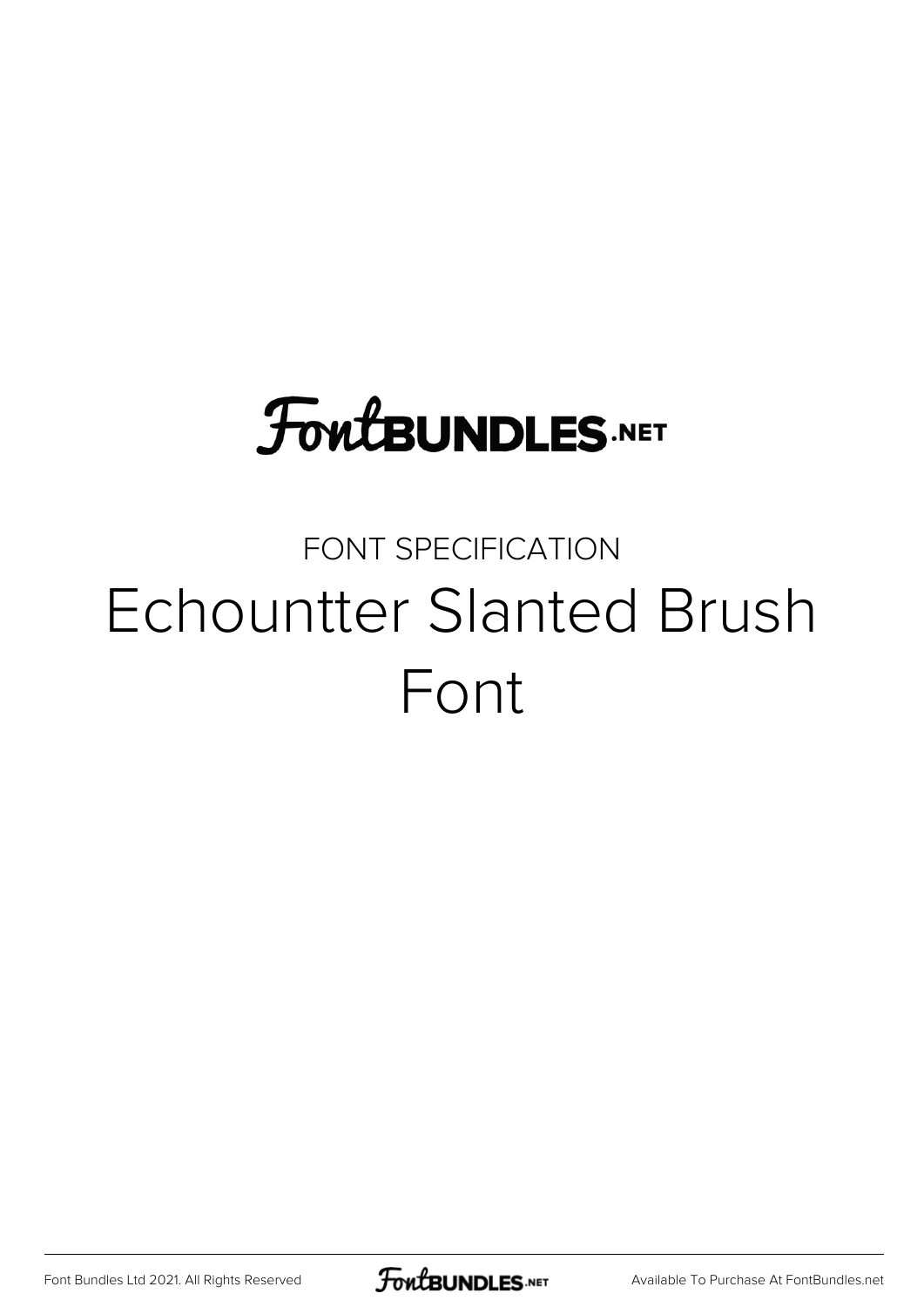FontBUNDLES.NET

FONT SPECIFICATION

# Echountter Slanted Brush Font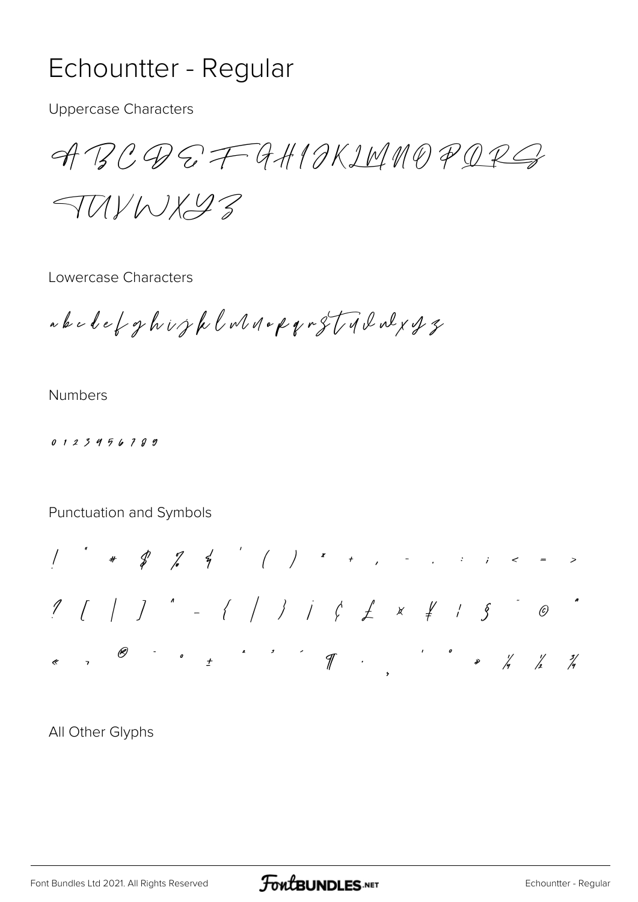# Echountter - Regular

Uppercase Characters

A B C D E F G H I J K L M N O P Q R S
T U V W X Y Z

Lowercase Characters

a b c d e f g h i j k l m n o p q r s t u v w x y z

Numbers

0 1 2 3 4 5 6 7 8 9

Punctuation and Symbols

! " # $ % & ' ( ) * + , - . : ; < = >
? [ \ ] ^ _ { | } ¡ ¢ £ ¤ ¥ ¦ § ¨ © ª
« ¬ ® ¯ ° ± ² ³ ´ ¶ · ¸ ¹ º » ¼ ½ ¾

All Other Glyphs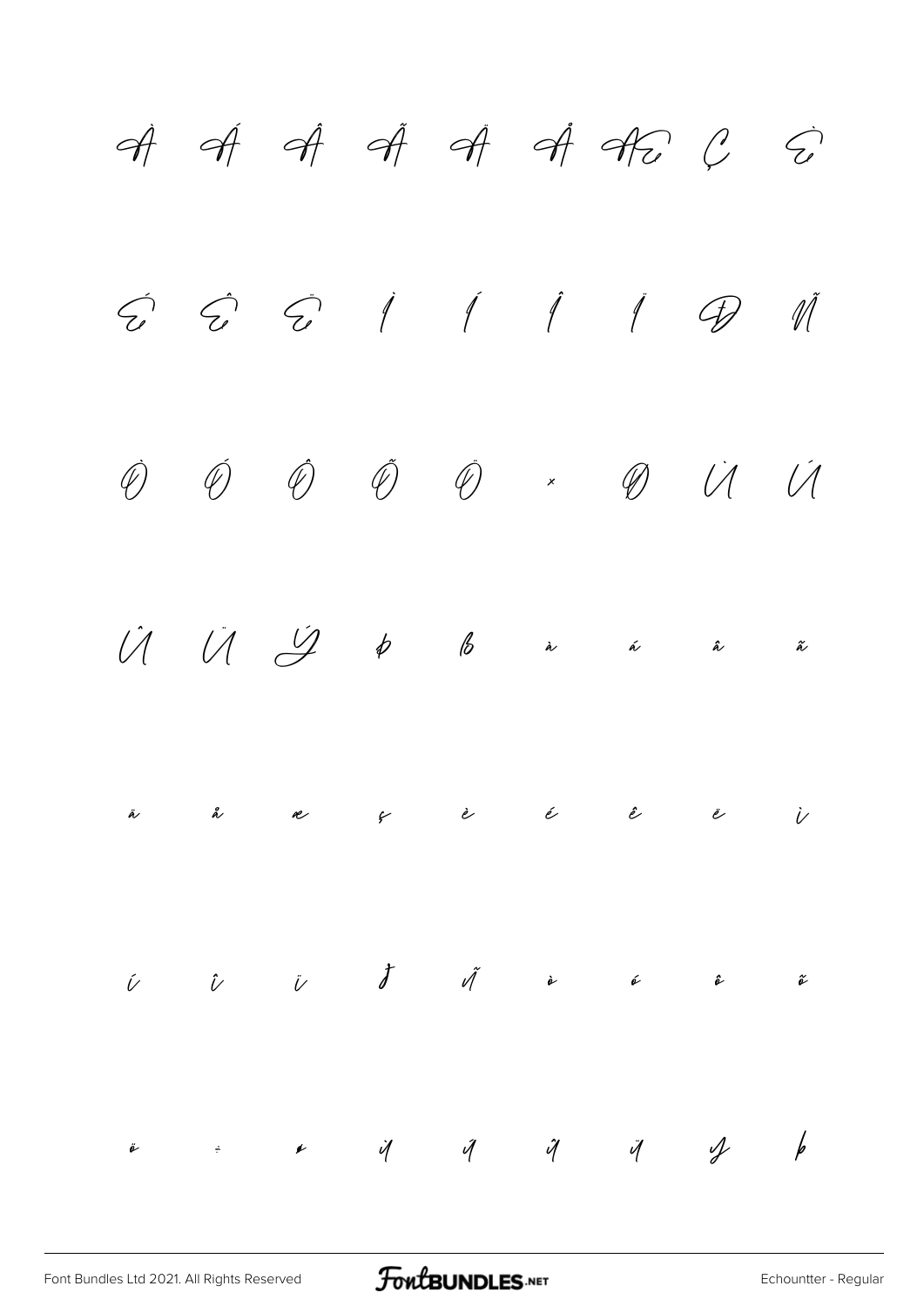À Á Â Ã Ä Å Æ Ç È

É Ê Ë Ì Í Î Ï Ð Ñ

Ò Ó Ô Õ Ö × Ø Ù Ú

Û Ü Ý Þ ß à á â ã

ä å æ ç è é ê ë ì

í î ï ð ñ ò ó ô õ

ö ÷ ø ù ú û ü ý þ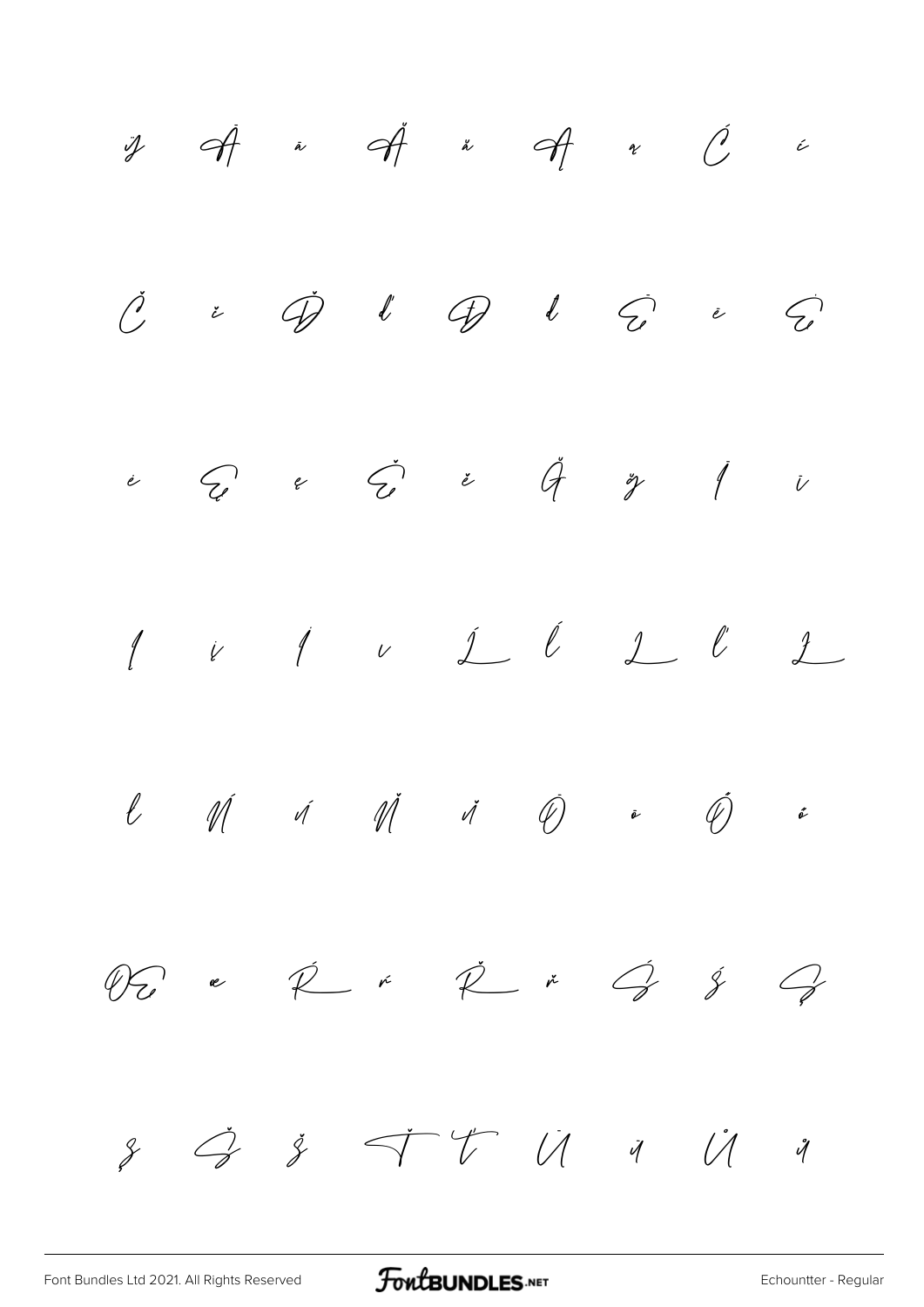ÿ Ā ā Ă ă Ą ą Ć ć

Č č Ď ď Đ đ Ē ē Ė

ė Ę ę Ě ě Ğ ğ Ī ī

Į į İ ı Ĺ ĺ Ļ ļ Ľ

ľ Ń ń Ň ň Ō ō Ő ő

Œ œ Ŕ ŕ Ř ř Ś ś Ş

ş Š š Ť ť Ū ū Ů ů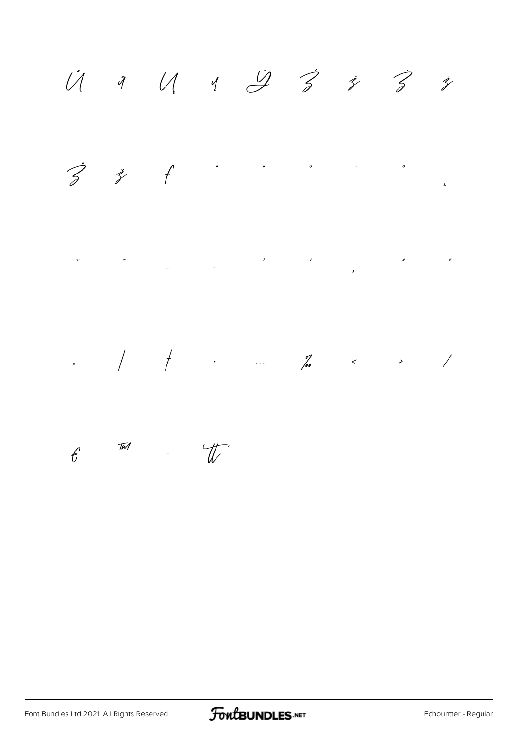Ű ű Ų ų Ÿ Ź ź Ż ż

Ž ž ƒ ˆ ˇ ˘ ˙ ˚ ˛

˜ ˝ – — ‘ ’ ‚ “ ”

„ † ‡ • … ‰ ‹ › ⁄

€ ™ - tt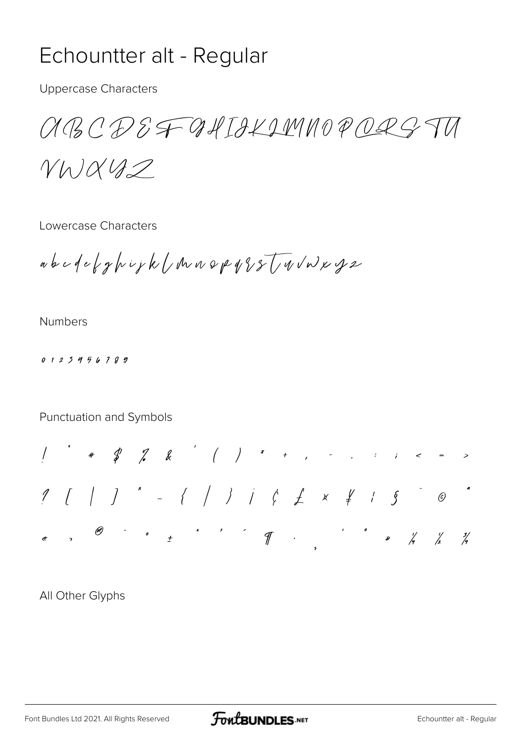# Echountter alt - Regular

Uppercase Characters

A B C D E F G H I J K L M N O P Q R S T U V W X Y Z

Lowercase Characters

a b c d e f g h i j k l m n o p q r s t u v w x y z

Numbers

0 1 2 3 4 5 6 7 8 9

Punctuation and Symbols

! " # $ % & ' ( ) * + , - . : ; < = >

? [ | ] ^ _ { | } ¡ ¢ £ ¤ ¥ ¦ § ¨ © ª

« ¬ ® ¯ ° ± ² ³ ´ ¶ · ¸ ¹ º » ¼ ½ ¾

All Other Glyphs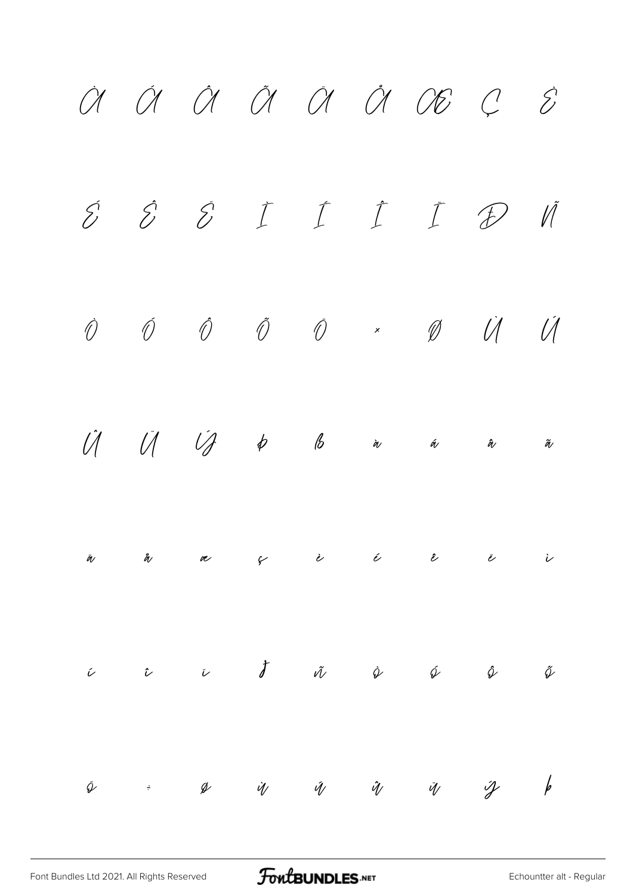À Á Â Ã Ä Å Æ Ç È

É Ê Ë Ì Í Î Ï Ð Ñ

Ò Ó Ô Õ Ö × Ø Ù Ú

Û Ü Ý Þ ß à á â ã

ä å æ ç è é ê ë ì

í î ï ð ñ ò ó ô õ

ö ÷ ø ù ú û ü ý þ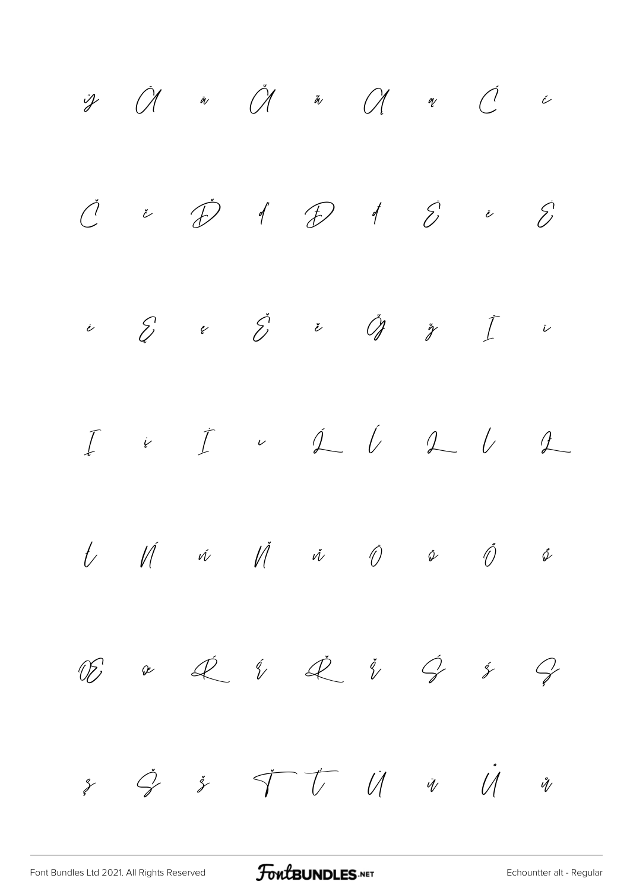ÿ Ā ā Ă ă Ą ą Ć ć

Č č Ď ď Đ đ Ē ē Ė

ė Ę ę Ě ě Ğ ğ Ī ī

Į į İ ı Ĺ ĺ Ľ ľ Ł

ł Ń ń Ň ň Ō ō Ő ő

Œ œ Ŕ ŕ Ř ř Ś ś Ş

ş Š š Ť ť Ū ū Ů ů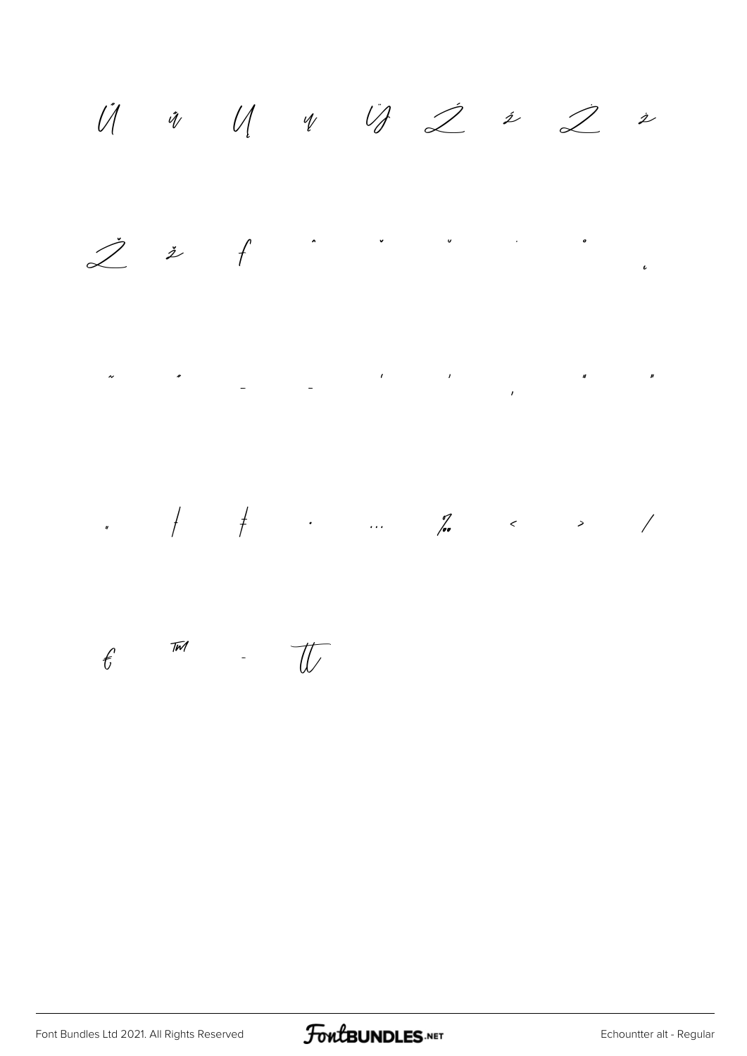Ů ů Ų ų Ÿ Ź ź Ż ż

Ž ž ƒ ˆ ˇ ˘ ˙ ˚ ˛

˜ ˝ – — ' ' ‚ " "

„ † ‡ • … ‰ ‹ › ⁄

€ ™ - Tt